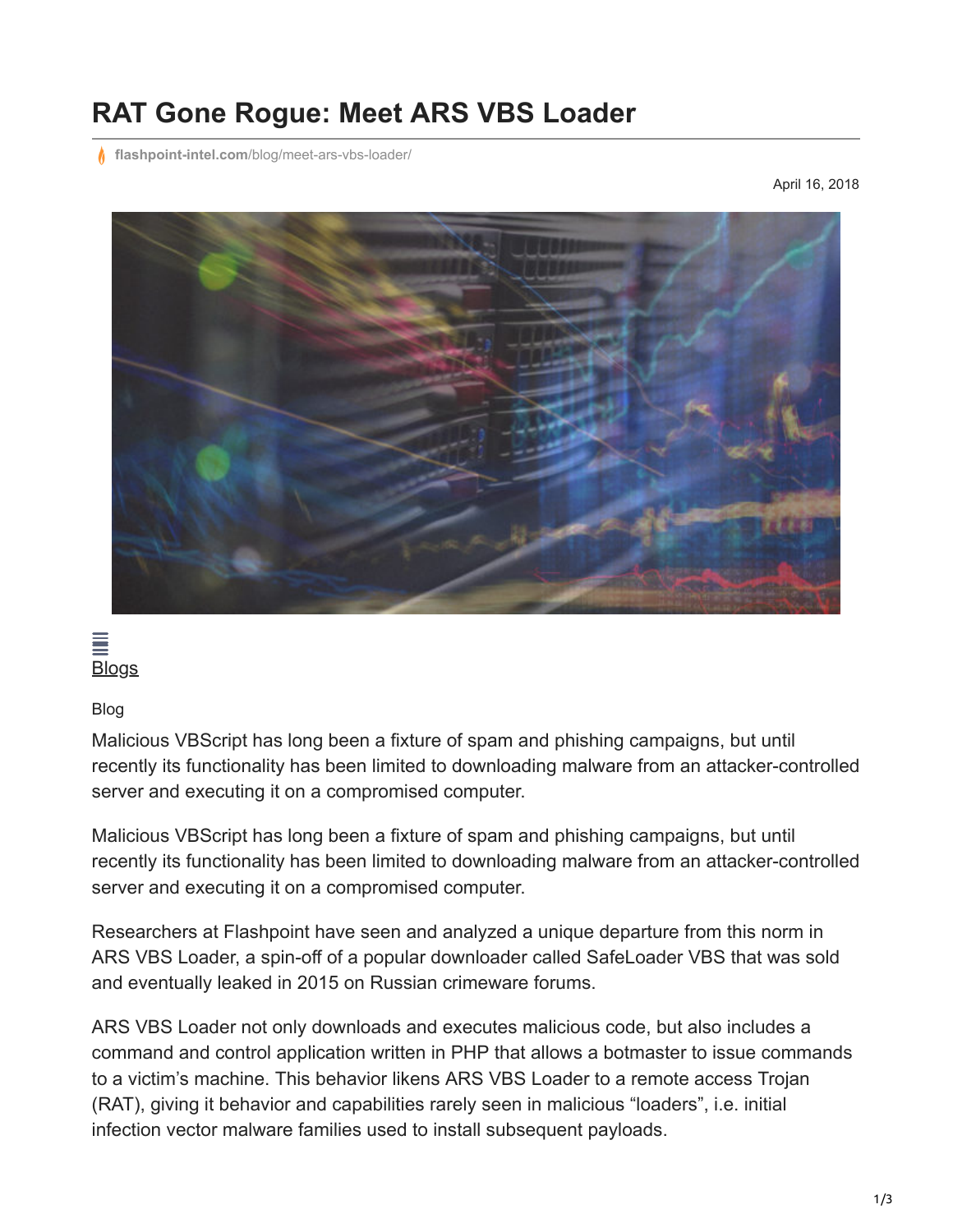# RAT Gone Rogue: Meet ARS VBS Loader

flashpoint-intel.com/blog/meet-ars-vbs-loader/

April 16, 2018

Blogs

Blog

Malicious VBScript has long been a fixture of spam and phishing campaigns, but until recently its functionality has been limited to downloading malware from an attacker-controlled server and executing it on a compromised computer.

Malicious VBScript has long been a fixture of spam and phishing campaigns, but until recently its functionality has been limited to downloading malware from an attacker-controlled server and executing it on a compromised computer.

Researchers at Flashpoint have seen and analyzed a unique departure from this norm in ARS VBS Loader, a spin-off of a popular downloader called SafeLoader VBS that was sold and eventually leaked in 2015 on Russian crimeware forums.

ARS VBS Loader not only downloads and executes malicious code, but also includes a command and control application written in PHP that allows a botmaster to issue commands to a victim's machine. This behavior likens ARS VBS Loader to a remote access Trojan (RAT), giving it behavior and capabilities rarely seen in malicious "loaders", i.e. initial infection vector malware families used to install subsequent payloads.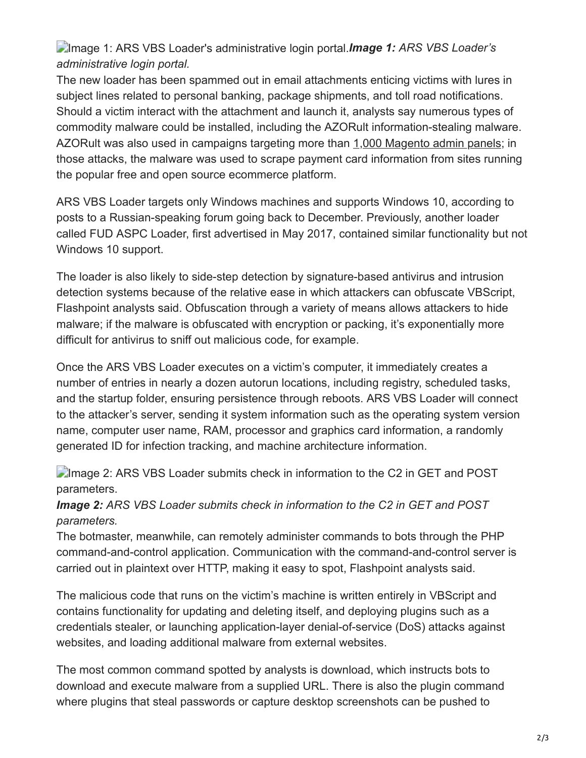Image 1: ARS VBS Loader's administrative login portal.***Image 1:** ARS VBS Loader's administrative login portal.*

The new loader has been spammed out in email attachments enticing victims with lures in subject lines related to personal banking, package shipments, and toll road notifications. Should a victim interact with the attachment and launch it, analysts say numerous types of commodity malware could be installed, including the AZORult information-stealing malware. AZORult was also used in campaigns targeting more than 1,000 Magento admin panels; in those attacks, the malware was used to scrape payment card information from sites running the popular free and open source ecommerce platform.

ARS VBS Loader targets only Windows machines and supports Windows 10, according to posts to a Russian-speaking forum going back to December. Previously, another loader called FUD ASPC Loader, first advertised in May 2017, contained similar functionality but not Windows 10 support.

The loader is also likely to side-step detection by signature-based antivirus and intrusion detection systems because of the relative ease in which attackers can obfuscate VBScript, Flashpoint analysts said. Obfuscation through a variety of means allows attackers to hide malware; if the malware is obfuscated with encryption or packing, it's exponentially more difficult for antivirus to sniff out malicious code, for example.

Once the ARS VBS Loader executes on a victim's computer, it immediately creates a number of entries in nearly a dozen autorun locations, including registry, scheduled tasks, and the startup folder, ensuring persistence through reboots. ARS VBS Loader will connect to the attacker's server, sending it system information such as the operating system version name, computer user name, RAM, processor and graphics card information, a randomly generated ID for infection tracking, and machine architecture information.

Image 2: ARS VBS Loader submits check in information to the C2 in GET and POST parameters.

***Image 2:** ARS VBS Loader submits check in information to the C2 in GET and POST parameters.*

The botmaster, meanwhile, can remotely administer commands to bots through the PHP command-and-control application. Communication with the command-and-control server is carried out in plaintext over HTTP, making it easy to spot, Flashpoint analysts said.

The malicious code that runs on the victim's machine is written entirely in VBScript and contains functionality for updating and deleting itself, and deploying plugins such as a credentials stealer, or launching application-layer denial-of-service (DoS) attacks against websites, and loading additional malware from external websites.

The most common command spotted by analysts is download, which instructs bots to download and execute malware from a supplied URL. There is also the plugin command where plugins that steal passwords or capture desktop screenshots can be pushed to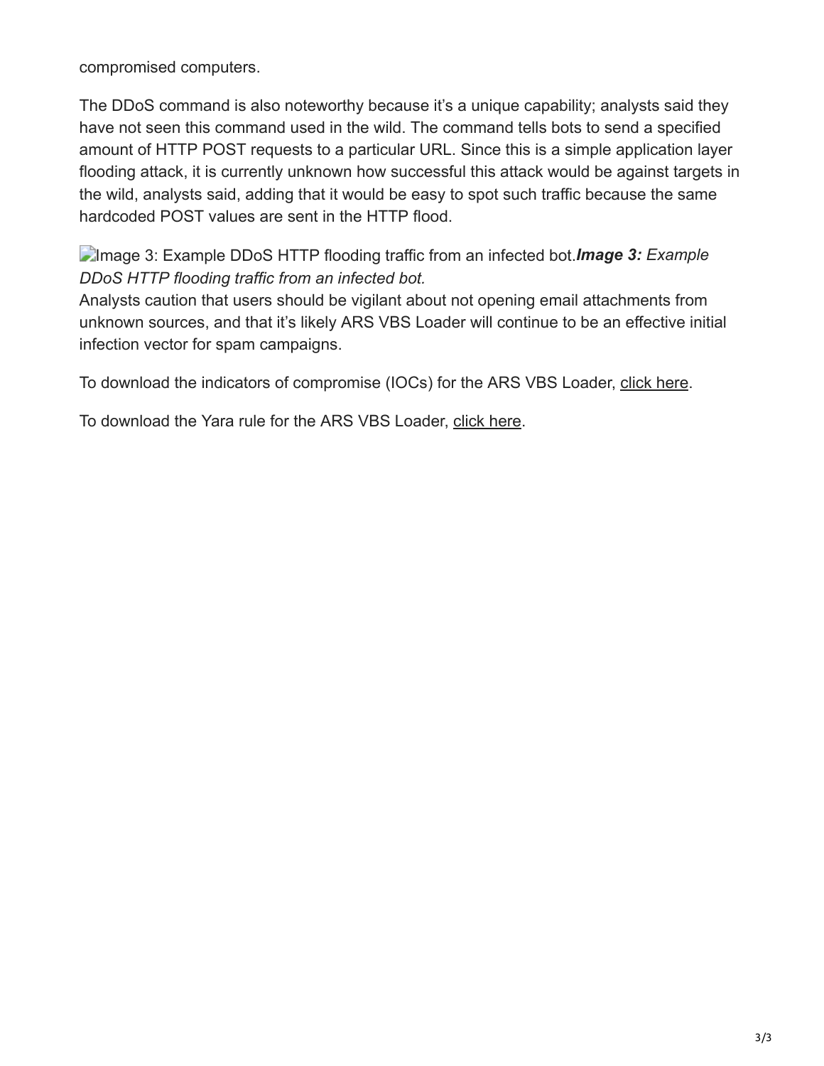compromised computers.

The DDoS command is also noteworthy because it's a unique capability; analysts said they have not seen this command used in the wild. The command tells bots to send a specified amount of HTTP POST requests to a particular URL. Since this is a simple application layer flooding attack, it is currently unknown how successful this attack would be against targets in the wild, analysts said, adding that it would be easy to spot such traffic because the same hardcoded POST values are sent in the HTTP flood.

Image 3: Example DDoS HTTP flooding traffic from an infected bot.***Image 3:*** *Example DDoS HTTP flooding traffic from an infected bot.*

Analysts caution that users should be vigilant about not opening email attachments from unknown sources, and that it's likely ARS VBS Loader will continue to be an effective initial infection vector for spam campaigns.

To download the indicators of compromise (IOCs) for the ARS VBS Loader, click here.

To download the Yara rule for the ARS VBS Loader, click here.